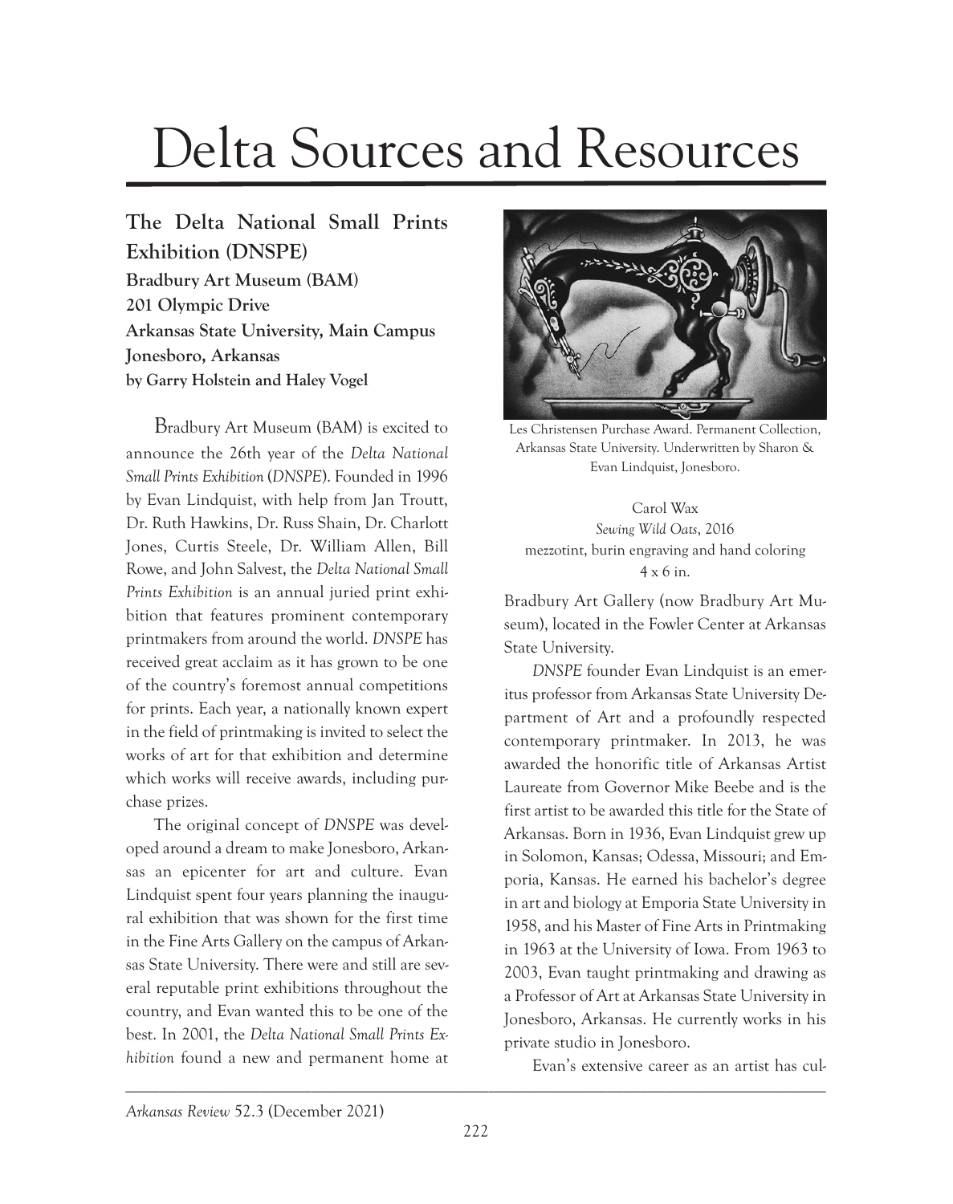# Delta Sources and Resources

## The Delta National Small Prints Exhibition (DNSPE)

**Bradbury Art Museum (BAM)**
**201 Olympic Drive**
**Arkansas State University, Main Campus**
**Jonesboro, Arkansas**
**by Garry Holstein and Haley Vogel**

Bradbury Art Museum (BAM) is excited to announce the 26th year of the *Delta National Small Prints Exhibition* (*DNSPE*). Founded in 1996 by Evan Lindquist, with help from Jan Troutt, Dr. Ruth Hawkins, Dr. Russ Shain, Dr. Charlott Jones, Curtis Steele, Dr. William Allen, Bill Rowe, and John Salvest, the *Delta National Small Prints Exhibition* is an annual juried print exhibition that features prominent contemporary printmakers from around the world. *DNSPE* has received great acclaim as it has grown to be one of the country's foremost annual competitions for prints. Each year, a nationally known expert in the field of printmaking is invited to select the works of art for that exhibition and determine which works will receive awards, including purchase prizes.

The original concept of *DNSPE* was developed around a dream to make Jonesboro, Arkansas an epicenter for art and culture. Evan Lindquist spent four years planning the inaugural exhibition that was shown for the first time in the Fine Arts Gallery on the campus of Arkansas State University. There were and still are several reputable print exhibitions throughout the country, and Evan wanted this to be one of the best. In 2001, the *Delta National Small Prints Exhibition* found a new and permanent home at Bradbury Art Gallery (now Bradbury Art Museum), located in the Fowler Center at Arkansas State University.

Les Christensen Purchase Award. Permanent Collection, Arkansas State University. Underwritten by Sharon & Evan Lindquist, Jonesboro.

Carol Wax
*Sewing Wild Oats*, 2016
mezzotint, burin engraving and hand coloring
4 x 6 in.

*DNSPE* founder Evan Lindquist is an emeritus professor from Arkansas State University Department of Art and a profoundly respected contemporary printmaker. In 2013, he was awarded the honorific title of Arkansas Artist Laureate from Governor Mike Beebe and is the first artist to be awarded this title for the State of Arkansas. Born in 1936, Evan Lindquist grew up in Solomon, Kansas; Odessa, Missouri; and Emporia, Kansas. He earned his bachelor's degree in art and biology at Emporia State University in 1958, and his Master of Fine Arts in Printmaking in 1963 at the University of Iowa. From 1963 to 2003, Evan taught printmaking and drawing as a Professor of Art at Arkansas State University in Jonesboro, Arkansas. He currently works in his private studio in Jonesboro.

Evan's extensive career as an artist has cul-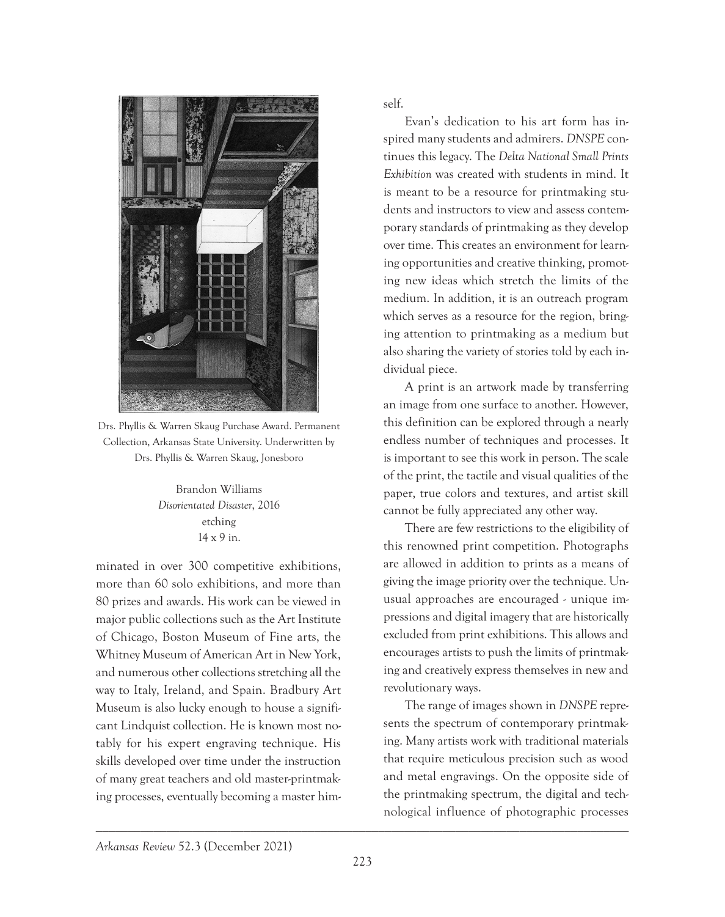Drs. Phyllis & Warren Skaug Purchase Award. Permanent Collection, Arkansas State University. Underwritten by Drs. Phyllis & Warren Skaug, Jonesboro

Brandon Williams
*Disorientated Disaster*, 2016
etching
14 x 9 in.

minated in over 300 competitive exhibitions, more than 60 solo exhibitions, and more than 80 prizes and awards. His work can be viewed in major public collections such as the Art Institute of Chicago, Boston Museum of Fine arts, the Whitney Museum of American Art in New York, and numerous other collections stretching all the way to Italy, Ireland, and Spain. Bradbury Art Museum is also lucky enough to house a significant Lindquist collection. He is known most notably for his expert engraving technique. His skills developed over time under the instruction of many great teachers and old master-printmaking processes, eventually becoming a master himself.

Evan's dedication to his art form has inspired many students and admirers. *DNSPE* continues this legacy. The *Delta National Small Prints Exhibition* was created with students in mind. It is meant to be a resource for printmaking students and instructors to view and assess contemporary standards of printmaking as they develop over time. This creates an environment for learning opportunities and creative thinking, promoting new ideas which stretch the limits of the medium. In addition, it is an outreach program which serves as a resource for the region, bringing attention to printmaking as a medium but also sharing the variety of stories told by each individual piece.

A print is an artwork made by transferring an image from one surface to another. However, this definition can be explored through a nearly endless number of techniques and processes. It is important to see this work in person. The scale of the print, the tactile and visual qualities of the paper, true colors and textures, and artist skill cannot be fully appreciated any other way.

There are few restrictions to the eligibility of this renowned print competition. Photographs are allowed in addition to prints as a means of giving the image priority over the technique. Unusual approaches are encouraged - unique impressions and digital imagery that are historically excluded from print exhibitions. This allows and encourages artists to push the limits of printmaking and creatively express themselves in new and revolutionary ways.

The range of images shown in *DNSPE* represents the spectrum of contemporary printmaking. Many artists work with traditional materials that require meticulous precision such as wood and metal engravings. On the opposite side of the printmaking spectrum, the digital and technological influence of photographic processes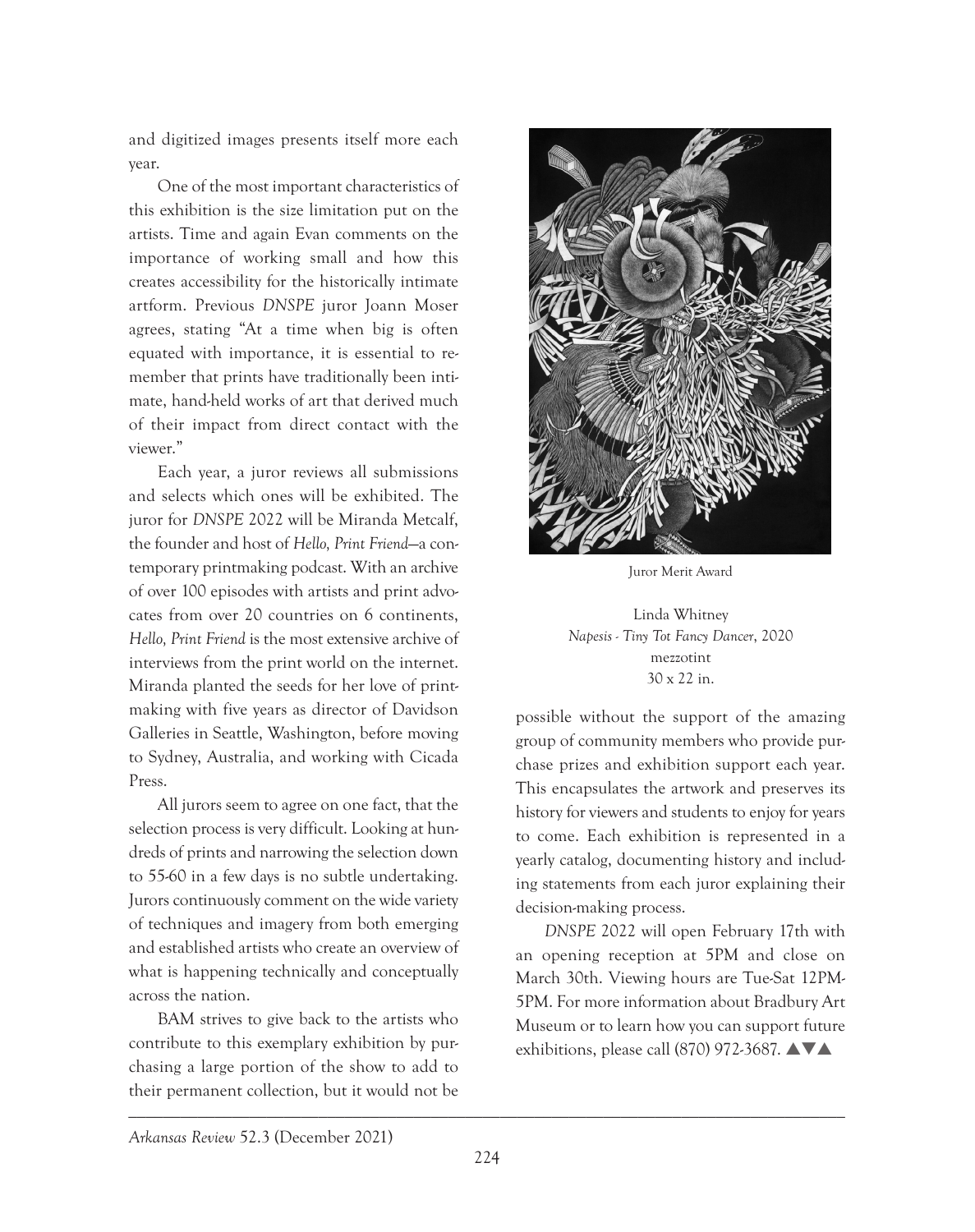and digitized images presents itself more each year.

One of the most important characteristics of this exhibition is the size limitation put on the artists. Time and again Evan comments on the importance of working small and how this creates accessibility for the historically intimate artform. Previous *DNSPE* juror Joann Moser agrees, stating "At a time when big is often equated with importance, it is essential to remember that prints have traditionally been intimate, hand-held works of art that derived much of their impact from direct contact with the viewer."

Each year, a juror reviews all submissions and selects which ones will be exhibited. The juror for *DNSPE* 2022 will be Miranda Metcalf, the founder and host of *Hello, Print Friend*—a contemporary printmaking podcast. With an archive of over 100 episodes with artists and print advocates from over 20 countries on 6 continents, *Hello, Print Friend* is the most extensive archive of interviews from the print world on the internet. Miranda planted the seeds for her love of printmaking with five years as director of Davidson Galleries in Seattle, Washington, before moving to Sydney, Australia, and working with Cicada Press.

All jurors seem to agree on one fact, that the selection process is very difficult. Looking at hundreds of prints and narrowing the selection down to 55-60 in a few days is no subtle undertaking. Jurors continuously comment on the wide variety of techniques and imagery from both emerging and established artists who create an overview of what is happening technically and conceptually across the nation.

BAM strives to give back to the artists who contribute to this exemplary exhibition by purchasing a large portion of the show to add to their permanent collection, but it would not be possible without the support of the amazing group of community members who provide purchase prizes and exhibition support each year. This encapsulates the artwork and preserves its history for viewers and students to enjoy for years to come. Each exhibition is represented in a yearly catalog, documenting history and including statements from each juror explaining their decision-making process.

Juror Merit Award

Linda Whitney
*Napesis - Tiny Tot Fancy Dancer*, 2020
mezzotint
30 x 22 in.

*DNSPE* 2022 will open February 17th with an opening reception at 5PM and close on March 30th. Viewing hours are Tue-Sat 12PM-5PM. For more information about Bradbury Art Museum or to learn how you can support future exhibitions, please call (870) 972-3687. ▲▼▲